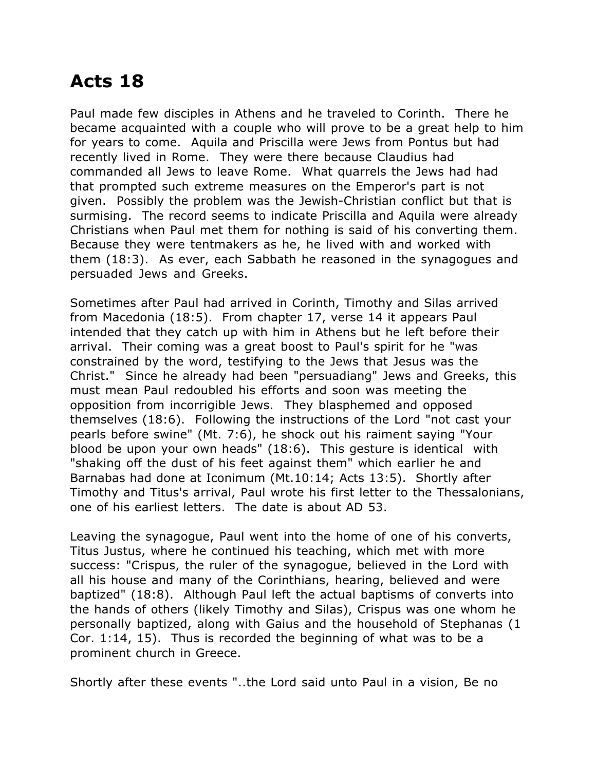# Acts 18

Paul made few disciples in Athens and he traveled to Corinth. There he became acquainted with a couple who will prove to be a great help to him for years to come. Aquila and Priscilla were Jews from Pontus but had recently lived in Rome. They were there because Claudius had commanded all Jews to leave Rome. What quarrels the Jews had had that prompted such extreme measures on the Emperor's part is not given. Possibly the problem was the Jewish-Christian conflict but that is surmising. The record seems to indicate Priscilla and Aquila were already Christians when Paul met them for nothing is said of his converting them. Because they were tentmakers as he, he lived with and worked with them (18:3). As ever, each Sabbath he reasoned in the synagogues and persuaded Jews and Greeks.

Sometimes after Paul had arrived in Corinth, Timothy and Silas arrived from Macedonia (18:5). From chapter 17, verse 14 it appears Paul intended that they catch up with him in Athens but he left before their arrival. Their coming was a great boost to Paul's spirit for he "was constrained by the word, testifying to the Jews that Jesus was the Christ." Since he already had been "persuadiang" Jews and Greeks, this must mean Paul redoubled his efforts and soon was meeting the opposition from incorrigible Jews. They blasphemed and opposed themselves (18:6). Following the instructions of the Lord "not cast your pearls before swine" (Mt. 7:6), he shock out his raiment saying "Your blood be upon your own heads" (18:6). This gesture is identical with "shaking off the dust of his feet against them" which earlier he and Barnabas had done at Iconimum (Mt.10:14; Acts 13:5). Shortly after Timothy and Titus's arrival, Paul wrote his first letter to the Thessalonians, one of his earliest letters. The date is about AD 53.

Leaving the synagogue, Paul went into the home of one of his converts, Titus Justus, where he continued his teaching, which met with more success: "Crispus, the ruler of the synagogue, believed in the Lord with all his house and many of the Corinthians, hearing, believed and were baptized" (18:8). Although Paul left the actual baptisms of converts into the hands of others (likely Timothy and Silas), Crispus was one whom he personally baptized, along with Gaius and the household of Stephanas (1 Cor. 1:14, 15). Thus is recorded the beginning of what was to be a prominent church in Greece.

Shortly after these events "..the Lord said unto Paul in a vision, Be no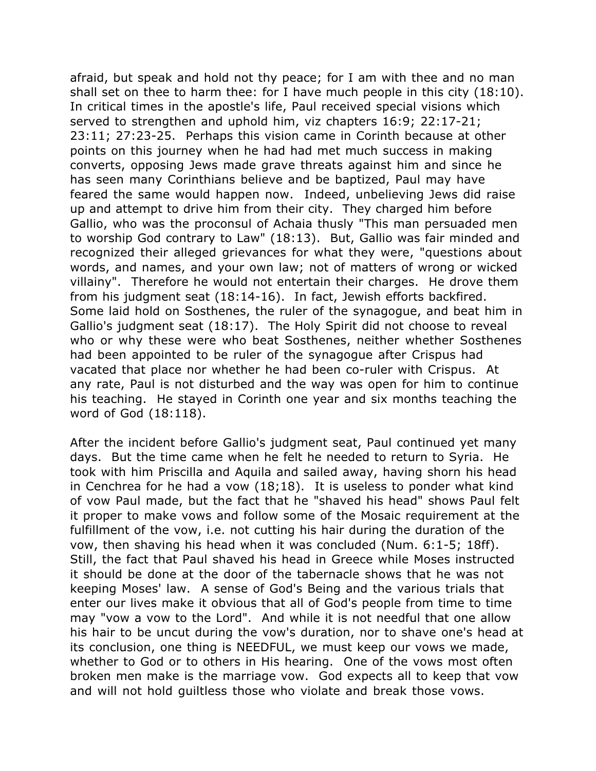afraid, but speak and hold not thy peace; for I am with thee and no man shall set on thee to harm thee: for I have much people in this city (18:10). In critical times in the apostle's life, Paul received special visions which served to strengthen and uphold him, viz chapters 16:9; 22:17-21; 23:11; 27:23-25. Perhaps this vision came in Corinth because at other points on this journey when he had had met much success in making converts, opposing Jews made grave threats against him and since he has seen many Corinthians believe and be baptized, Paul may have feared the same would happen now. Indeed, unbelieving Jews did raise up and attempt to drive him from their city. They charged him before Gallio, who was the proconsul of Achaia thusly "This man persuaded men to worship God contrary to Law" (18:13). But, Gallio was fair minded and recognized their alleged grievances for what they were, "questions about words, and names, and your own law; not of matters of wrong or wicked villainy". Therefore he would not entertain their charges. He drove them from his judgment seat (18:14-16). In fact, Jewish efforts backfired. Some laid hold on Sosthenes, the ruler of the synagogue, and beat him in Gallio's judgment seat (18:17). The Holy Spirit did not choose to reveal who or why these were who beat Sosthenes, neither whether Sosthenes had been appointed to be ruler of the synagogue after Crispus had vacated that place nor whether he had been co-ruler with Crispus. At any rate, Paul is not disturbed and the way was open for him to continue his teaching. He stayed in Corinth one year and six months teaching the word of God (18:118).

After the incident before Gallio's judgment seat, Paul continued yet many days. But the time came when he felt he needed to return to Syria. He took with him Priscilla and Aquila and sailed away, having shorn his head in Cenchrea for he had a vow (18;18). It is useless to ponder what kind of vow Paul made, but the fact that he "shaved his head" shows Paul felt it proper to make vows and follow some of the Mosaic requirement at the fulfillment of the vow, i.e. not cutting his hair during the duration of the vow, then shaving his head when it was concluded (Num. 6:1-5; 18ff). Still, the fact that Paul shaved his head in Greece while Moses instructed it should be done at the door of the tabernacle shows that he was not keeping Moses' law. A sense of God's Being and the various trials that enter our lives make it obvious that all of God's people from time to time may "vow a vow to the Lord". And while it is not needful that one allow his hair to be uncut during the vow's duration, nor to shave one's head at its conclusion, one thing is NEEDFUL, we must keep our vows we made, whether to God or to others in His hearing. One of the vows most often broken men make is the marriage vow. God expects all to keep that vow and will not hold guiltless those who violate and break those vows.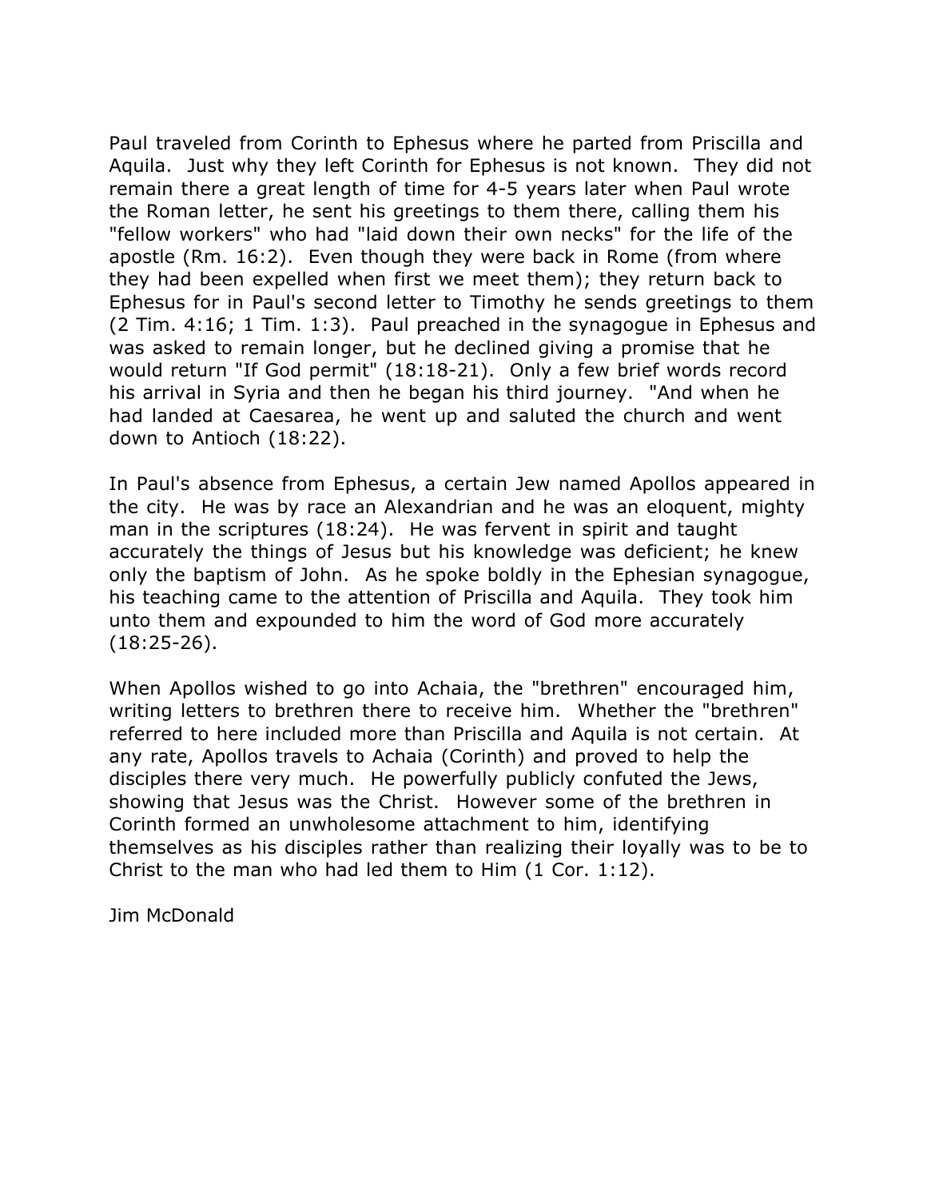Paul traveled from Corinth to Ephesus where he parted from Priscilla and Aquila. Just why they left Corinth for Ephesus is not known. They did not remain there a great length of time for 4-5 years later when Paul wrote the Roman letter, he sent his greetings to them there, calling them his "fellow workers" who had "laid down their own necks" for the life of the apostle (Rm. 16:2). Even though they were back in Rome (from where they had been expelled when first we meet them); they return back to Ephesus for in Paul's second letter to Timothy he sends greetings to them (2 Tim. 4:16; 1 Tim. 1:3). Paul preached in the synagogue in Ephesus and was asked to remain longer, but he declined giving a promise that he would return "If God permit" (18:18-21). Only a few brief words record his arrival in Syria and then he began his third journey. "And when he had landed at Caesarea, he went up and saluted the church and went down to Antioch (18:22).

In Paul's absence from Ephesus, a certain Jew named Apollos appeared in the city. He was by race an Alexandrian and he was an eloquent, mighty man in the scriptures (18:24). He was fervent in spirit and taught accurately the things of Jesus but his knowledge was deficient; he knew only the baptism of John. As he spoke boldly in the Ephesian synagogue, his teaching came to the attention of Priscilla and Aquila. They took him unto them and expounded to him the word of God more accurately (18:25-26).

When Apollos wished to go into Achaia, the "brethren" encouraged him, writing letters to brethren there to receive him. Whether the "brethren" referred to here included more than Priscilla and Aquila is not certain. At any rate, Apollos travels to Achaia (Corinth) and proved to help the disciples there very much. He powerfully publicly confuted the Jews, showing that Jesus was the Christ. However some of the brethren in Corinth formed an unwholesome attachment to him, identifying themselves as his disciples rather than realizing their loyally was to be to Christ to the man who had led them to Him (1 Cor. 1:12).

Jim McDonald